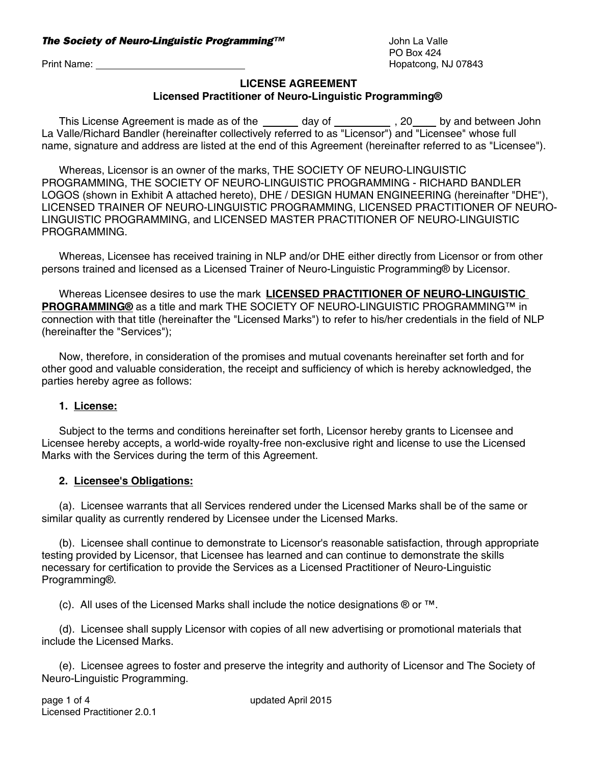***The Society of Neuro-Linguistic Programming™***

John La Valle
PO Box 424
Hopatcong, NJ 07843

Print Name: ____________________________

## LICENSE AGREEMENT

### Licensed Practitioner of Neuro-Linguistic Programming®

This License Agreement is made as of the ______ day of __________ , 20____ by and between John La Valle/Richard Bandler (hereinafter collectively referred to as "Licensor") and "Licensee" whose full name, signature and address are listed at the end of this Agreement (hereinafter referred to as "Licensee").

Whereas, Licensor is an owner of the marks, THE SOCIETY OF NEURO-LINGUISTIC PROGRAMMING, THE SOCIETY OF NEURO-LINGUISTIC PROGRAMMING - RICHARD BANDLER LOGOS (shown in Exhibit A attached hereto), DHE / DESIGN HUMAN ENGINEERING (hereinafter "DHE"), LICENSED TRAINER OF NEURO-LINGUISTIC PROGRAMMING, LICENSED PRACTITIONER OF NEURO-LINGUISTIC PROGRAMMING, and LICENSED MASTER PRACTITIONER OF NEURO-LINGUISTIC PROGRAMMING.

Whereas, Licensee has received training in NLP and/or DHE either directly from Licensor or from other persons trained and licensed as a Licensed Trainer of Neuro-Linguistic Programming® by Licensor.

Whereas Licensee desires to use the mark **LICENSED PRACTITIONER OF NEURO-LINGUISTIC PROGRAMMING®** as a title and mark THE SOCIETY OF NEURO-LINGUISTIC PROGRAMMING™ in connection with that title (hereinafter the "Licensed Marks") to refer to his/her credentials in the field of NLP (hereinafter the "Services");

Now, therefore, in consideration of the promises and mutual covenants hereinafter set forth and for other good and valuable consideration, the receipt and sufficiency of which is hereby acknowledged, the parties hereby agree as follows:

**1. License:**

Subject to the terms and conditions hereinafter set forth, Licensor hereby grants to Licensee and Licensee hereby accepts, a world-wide royalty-free non-exclusive right and license to use the Licensed Marks with the Services during the term of this Agreement.

**2. Licensee's Obligations:**

(a). Licensee warrants that all Services rendered under the Licensed Marks shall be of the same or similar quality as currently rendered by Licensee under the Licensed Marks.

(b). Licensee shall continue to demonstrate to Licensor's reasonable satisfaction, through appropriate testing provided by Licensor, that Licensee has learned and can continue to demonstrate the skills necessary for certification to provide the Services as a Licensed Practitioner of Neuro-Linguistic Programming®.

(c). All uses of the Licensed Marks shall include the notice designations ® or ™.

(d). Licensee shall supply Licensor with copies of all new advertising or promotional materials that include the Licensed Marks.

(e). Licensee agrees to foster and preserve the integrity and authority of Licensor and The Society of Neuro-Linguistic Programming.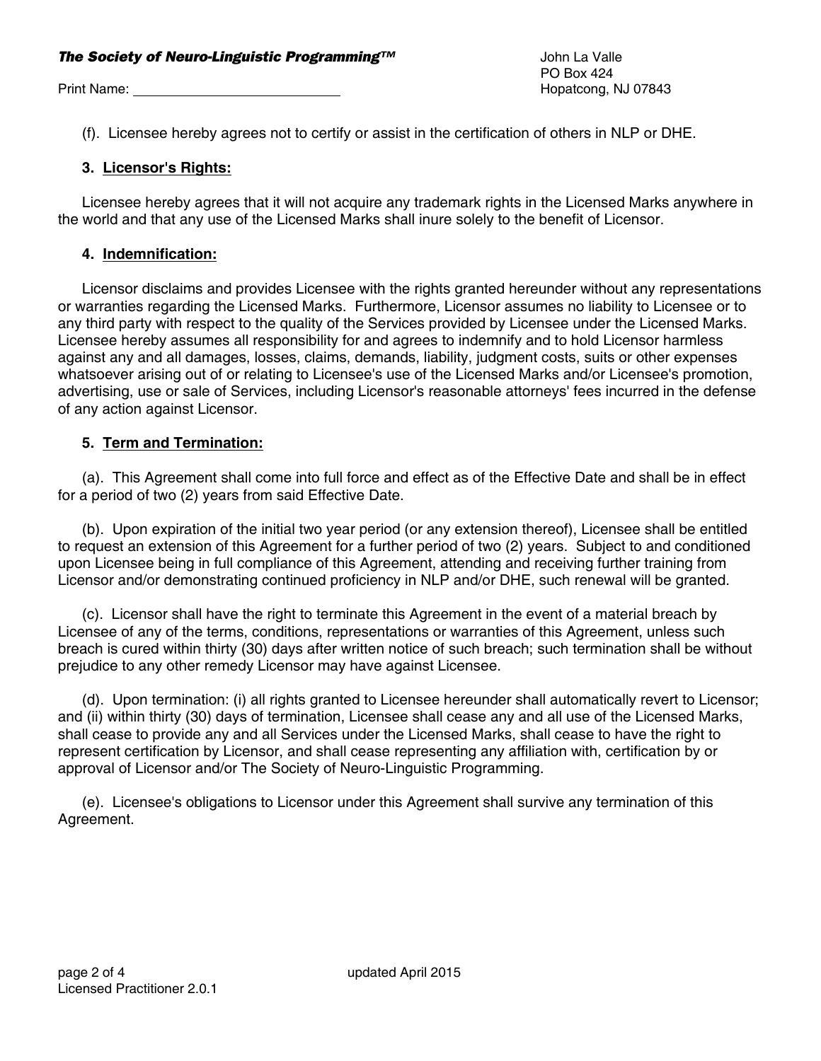(f). Licensee hereby agrees not to certify or assist in the certification of others in NLP or DHE.

### 3. <u>Licensor's Rights:</u>

Licensee hereby agrees that it will not acquire any trademark rights in the Licensed Marks anywhere in the world and that any use of the Licensed Marks shall inure solely to the benefit of Licensor.

### 4. <u>Indemnification:</u>

Licensor disclaims and provides Licensee with the rights granted hereunder without any representations or warranties regarding the Licensed Marks. Furthermore, Licensor assumes no liability to Licensee or to any third party with respect to the quality of the Services provided by Licensee under the Licensed Marks. Licensee hereby assumes all responsibility for and agrees to indemnify and to hold Licensor harmless against any and all damages, losses, claims, demands, liability, judgment costs, suits or other expenses whatsoever arising out of or relating to Licensee's use of the Licensed Marks and/or Licensee's promotion, advertising, use or sale of Services, including Licensor's reasonable attorneys' fees incurred in the defense of any action against Licensor.

### 5. <u>Term and Termination:</u>

(a). This Agreement shall come into full force and effect as of the Effective Date and shall be in effect for a period of two (2) years from said Effective Date.

(b). Upon expiration of the initial two year period (or any extension thereof), Licensee shall be entitled to request an extension of this Agreement for a further period of two (2) years. Subject to and conditioned upon Licensee being in full compliance of this Agreement, attending and receiving further training from Licensor and/or demonstrating continued proficiency in NLP and/or DHE, such renewal will be granted.

(c). Licensor shall have the right to terminate this Agreement in the event of a material breach by Licensee of any of the terms, conditions, representations or warranties of this Agreement, unless such breach is cured within thirty (30) days after written notice of such breach; such termination shall be without prejudice to any other remedy Licensor may have against Licensee.

(d). Upon termination: (i) all rights granted to Licensee hereunder shall automatically revert to Licensor; and (ii) within thirty (30) days of termination, Licensee shall cease any and all use of the Licensed Marks, shall cease to provide any and all Services under the Licensed Marks, shall cease to have the right to represent certification by Licensor, and shall cease representing any affiliation with, certification by or approval of Licensor and/or The Society of Neuro-Linguistic Programming.

(e). Licensee's obligations to Licensor under this Agreement shall survive any termination of this Agreement.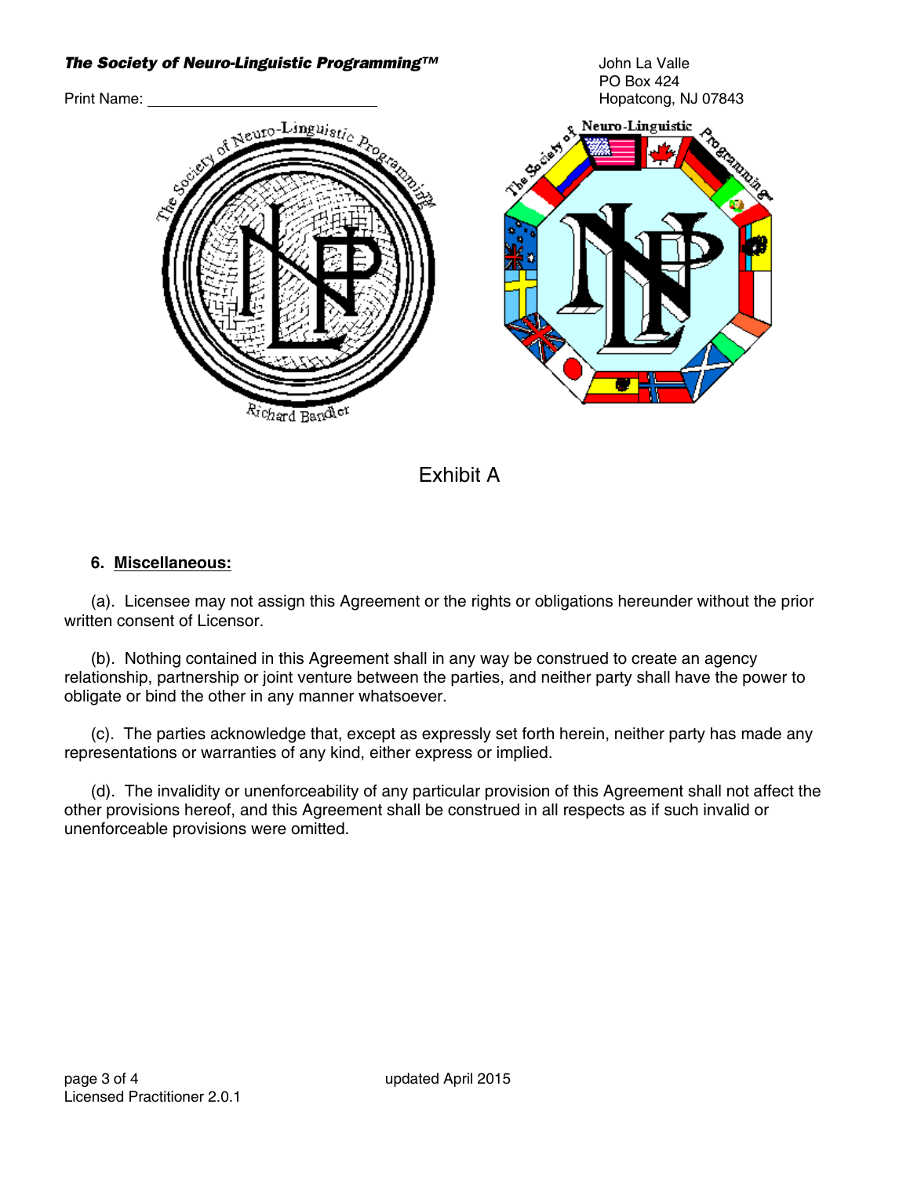***The Society of Neuro-Linguistic Programming™***

Print Name: ____________________________

John La Valle
PO Box 424
Hopatcong, NJ 07843

Exhibit A

**6. Miscellaneous:**

(a). Licensee may not assign this Agreement or the rights or obligations hereunder without the prior written consent of Licensor.

(b). Nothing contained in this Agreement shall in any way be construed to create an agency relationship, partnership or joint venture between the parties, and neither party shall have the power to obligate or bind the other in any manner whatsoever.

(c). The parties acknowledge that, except as expressly set forth herein, neither party has made any representations or warranties of any kind, either express or implied.

(d). The invalidity or unenforceability of any particular provision of this Agreement shall not affect the other provisions hereof, and this Agreement shall be construed in all respects as if such invalid or unenforceable provisions were omitted.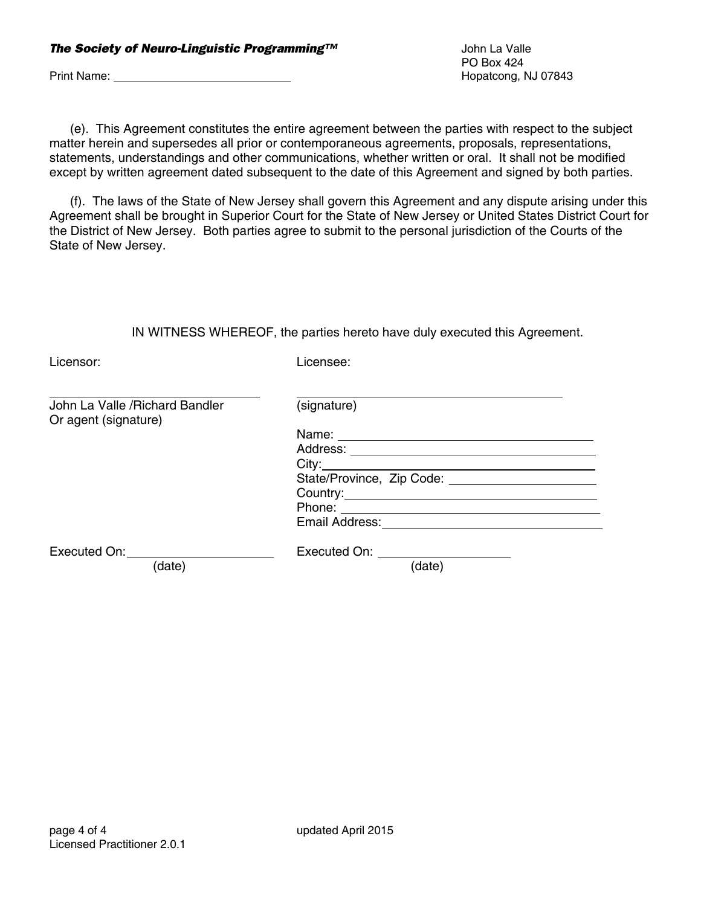(e). This Agreement constitutes the entire agreement between the parties with respect to the subject matter herein and supersedes all prior or contemporaneous agreements, proposals, representations, statements, understandings and other communications, whether written or oral. It shall not be modified except by written agreement dated subsequent to the date of this Agreement and signed by both parties.

(f). The laws of the State of New Jersey shall govern this Agreement and any dispute arising under this Agreement shall be brought in Superior Court for the State of New Jersey or United States District Court for the District of New Jersey. Both parties agree to submit to the personal jurisdiction of the Courts of the State of New Jersey.

IN WITNESS WHEREOF, the parties hereto have duly executed this Agreement.

Licensor:

\_\_\_\_\_\_\_\_\_\_\_\_\_\_\_\_\_\_\_\_\_\_\_\_\_\_\_\_
John La Valle /Richard Bandler
Or agent (signature)

Executed On: \_\_\_\_\_\_\_\_\_\_\_\_\_\_\_\_\_\_\_\_
(date)

Licensee:

\_\_\_\_\_\_\_\_\_\_\_\_\_\_\_\_\_\_\_\_\_\_\_\_\_\_\_\_\_\_\_\_\_\_\_\_\_\_
(signature)

Name: \_\_\_\_\_\_\_\_\_\_\_\_\_\_\_\_\_\_\_\_\_\_\_\_\_\_\_\_\_\_\_\_\_\_
Address: \_\_\_\_\_\_\_\_\_\_\_\_\_\_\_\_\_\_\_\_\_\_\_\_\_\_\_\_\_\_\_\_
City: \_\_\_\_\_\_\_\_\_\_\_\_\_\_\_\_\_\_\_\_\_\_\_\_\_\_\_\_\_\_\_\_\_\_\_\_
State/Province, Zip Code: \_\_\_\_\_\_\_\_\_\_\_\_\_\_\_\_\_\_\_\_
Country: \_\_\_\_\_\_\_\_\_\_\_\_\_\_\_\_\_\_\_\_\_\_\_\_\_\_\_\_\_\_\_\_\_
Phone: \_\_\_\_\_\_\_\_\_\_\_\_\_\_\_\_\_\_\_\_\_\_\_\_\_\_\_\_\_\_\_\_\_\_\_
Email Address: \_\_\_\_\_\_\_\_\_\_\_\_\_\_\_\_\_\_\_\_\_\_\_\_\_\_\_\_\_

Executed On: \_\_\_\_\_\_\_\_\_\_\_\_\_\_\_\_\_\_\_\_
(date)